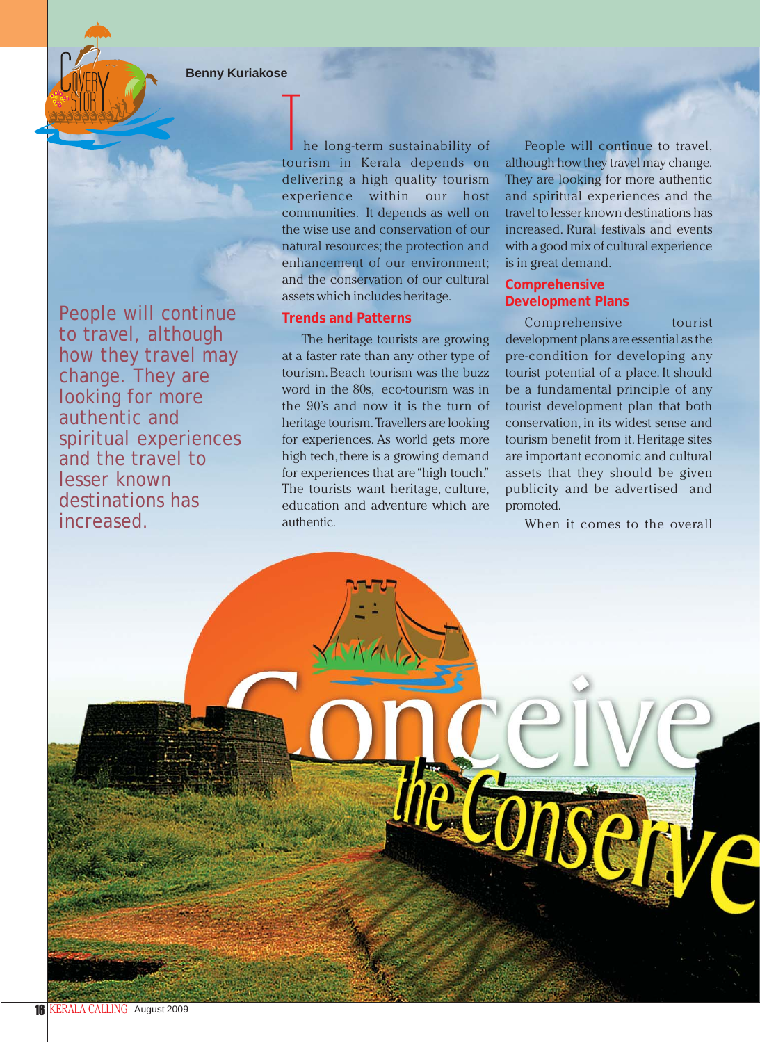# Conceive the Conserve

**Benny Kuriakose**

The long-term sustainability of tourism in Kerala depends on delivering a high quality tourism experience within our host communities. It depends as well on the wise use and conservation of our natural resources; the protection and enhancement of our environment; and the conservation of our cultural assets which includes heritage.

> People will continue to travel, although how they travel may change. They are looking for more authentic and spiritual experiences and the travel to lesser known destinations has increased.

## Trends and Patterns

The heritage tourists are growing at a faster rate than any other type of tourism. Beach tourism was the buzz word in the 80s, eco-tourism was in the 90's and now it is the turn of heritage tourism. Travellers are looking for experiences. As world gets more high tech, there is a growing demand for experiences that are "high touch." The tourists want heritage, culture, education and adventure which are authentic.

People will continue to travel, although how they travel may change. They are looking for more authentic and spiritual experiences and the travel to lesser known destinations has increased. Rural festivals and events with a good mix of cultural experience is in great demand.

## Comprehensive Development Plans

Comprehensive tourist development plans are essential as the pre-condition for developing any tourist potential of a place. It should be a fundamental principle of any tourist development plan that both conservation, in its widest sense and tourism benefit from it. Heritage sites are important economic and cultural assets that they should be given publicity and be advertised and promoted.

When it comes to the overall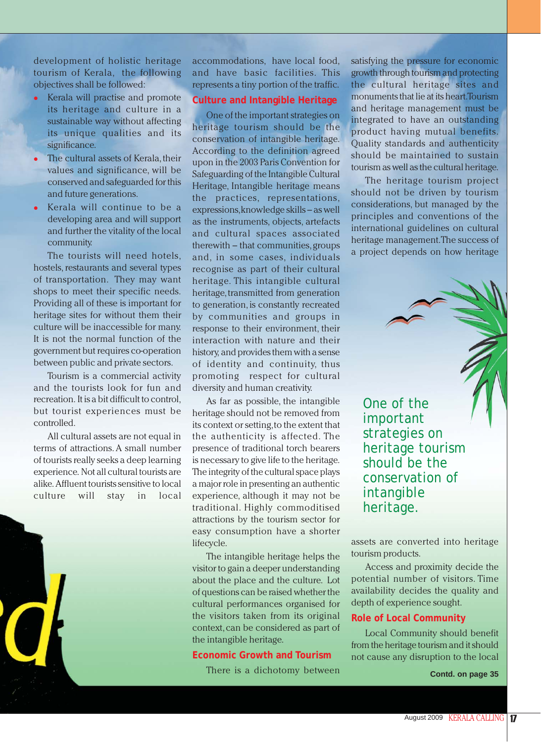development of holistic heritage tourism of Kerala, the following objectives shall be followed:

- Kerala will practise and promote its heritage and culture in a sustainable way without affecting its unique qualities and its significance.
- The cultural assets of Kerala, their values and significance, will be conserved and safeguarded for this and future generations.
- Kerala will continue to be a developing area and will support and further the vitality of the local community.

The tourists will need hotels, hostels, restaurants and several types of transportation. They may want shops to meet their specific needs. Providing all of these is important for heritage sites for without them their culture will be inaccessible for many. It is not the normal function of the government but requires co-operation between public and private sectors.

Tourism is a commercial activity and the tourists look for fun and recreation. It is a bit difficult to control, but tourist experiences must be controlled.

All cultural assets are not equal in terms of attractions. A small number of tourists really seeks a deep learning experience. Not all cultural tourists are alike. Affluent tourists sensitive to local culture will stay in local accommodations, have local food, and have basic facilities. This represents a tiny portion of the traffic.

## Culture and Intangible Heritage

One of the important strategies on heritage tourism should be the conservation of intangible heritage. According to the definition agreed upon in the 2003 Paris Convention for Safeguarding of the Intangible Cultural Heritage, Intangible heritage means the practices, representations, expressions, knowledge skills – as well as the instruments, objects, artefacts and cultural spaces associated therewith – that communities, groups and, in some cases, individuals recognise as part of their cultural heritage. This intangible cultural heritage, transmitted from generation to generation, is constantly recreated by communities and groups in response to their environment, their interaction with nature and their history, and provides them with a sense of identity and continuity, thus promoting respect for cultural diversity and human creativity.

As far as possible, the intangible heritage should not be removed from its context or setting, to the extent that the authenticity is affected. The presence of traditional torch bearers is necessary to give life to the heritage. The integrity of the cultural space plays a major role in presenting an authentic experience, although it may not be traditional. Highly commoditised attractions by the tourism sector for easy consumption have a shorter lifecycle.

The intangible heritage helps the visitor to gain a deeper understanding about the place and the culture. Lot of questions can be raised whether the cultural performances organised for the visitors taken from its original context, can be considered as part of the intangible heritage.

## Economic Growth and Tourism

There is a dichotomy between satisfying the pressure for economic growth through tourism and protecting the cultural heritage sites and monuments that lie at its heart. Tourism and heritage management must be integrated to have an outstanding product having mutual benefits. Quality standards and authenticity should be maintained to sustain tourism as well as the cultural heritage.

The heritage tourism project should not be driven by tourism considerations, but managed by the principles and conventions of the international guidelines on cultural heritage management. The success of a project depends on how heritage assets are converted into heritage tourism products.

> One of the important strategies on heritage tourism should be the conservation of intangible heritage.

Access and proximity decide the potential number of visitors. Time availability decides the quality and depth of experience sought.

## Role of Local Community

Local Community should benefit from the heritage tourism and it should not cause any disruption to the local

**Contd. on page 35**